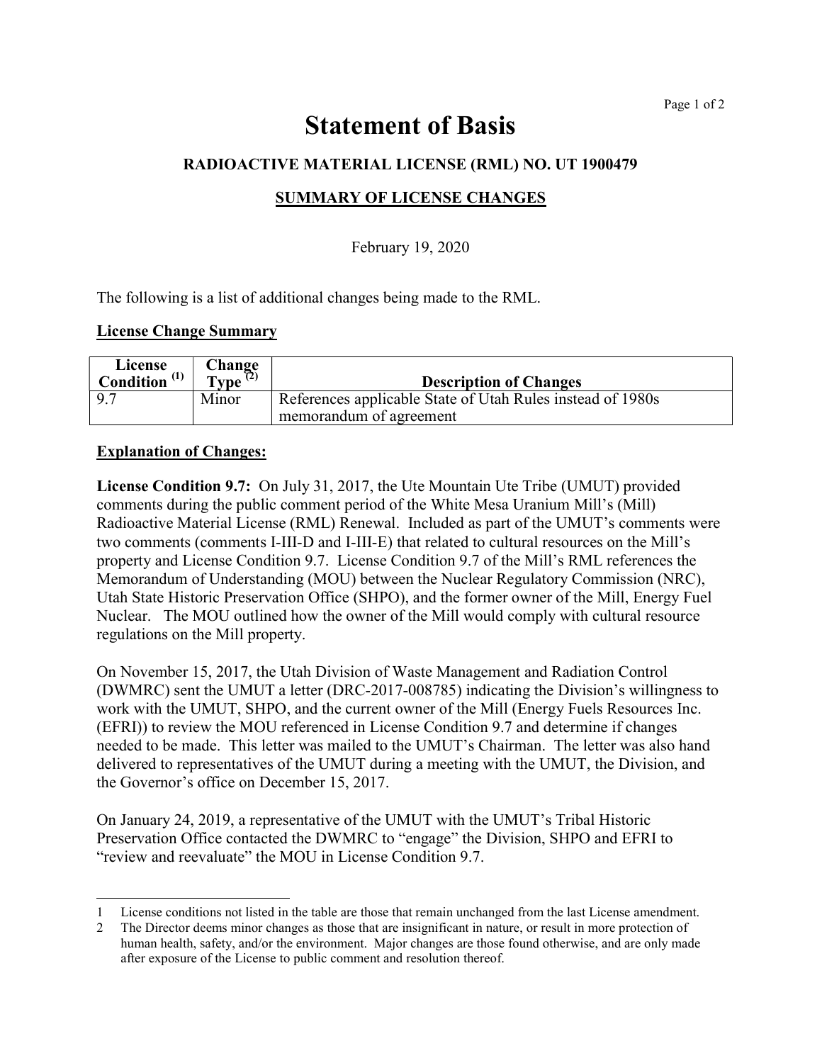# Statement of Basis

## RADIOACTIVE MATERIAL LICENSE (RML) NO. UT 1900479

## SUMMARY OF LICENSE CHANGES

February 19, 2020

The following is a list of additional changes being made to the RML.

**License Change Summary**

| License Condition [(1)] | Change Type [(2)] | Description of Changes |
|---|---|---|
| 9.7 | Minor | References applicable State of Utah Rules instead of 1980s memorandum of agreement |

**Explanation of Changes:**

**License Condition 9.7:** On July 31, 2017, the Ute Mountain Ute Tribe (UMUT) provided comments during the public comment period of the White Mesa Uranium Mill's (Mill) Radioactive Material License (RML) Renewal. Included as part of the UMUT's comments were two comments (comments I-III-D and I-III-E) that related to cultural resources on the Mill's property and License Condition 9.7. License Condition 9.7 of the Mill's RML references the Memorandum of Understanding (MOU) between the Nuclear Regulatory Commission (NRC), Utah State Historic Preservation Office (SHPO), and the former owner of the Mill, Energy Fuel Nuclear. The MOU outlined how the owner of the Mill would comply with cultural resource regulations on the Mill property.

On November 15, 2017, the Utah Division of Waste Management and Radiation Control (DWMRC) sent the UMUT a letter (DRC-2017-008785) indicating the Division's willingness to work with the UMUT, SHPO, and the current owner of the Mill (Energy Fuels Resources Inc. (EFRI)) to review the MOU referenced in License Condition 9.7 and determine if changes needed to be made. This letter was mailed to the UMUT's Chairman. The letter was also hand delivered to representatives of the UMUT during a meeting with the UMUT, the Division, and the Governor's office on December 15, 2017.

On January 24, 2019, a representative of the UMUT with the UMUT's Tribal Historic Preservation Office contacted the DWMRC to "engage" the Division, SHPO and EFRI to "review and reevaluate" the MOU in License Condition 9.7.

---

1 License conditions not listed in the table are those that remain unchanged from the last License amendment.

2 The Director deems minor changes as those that are insignificant in nature, or result in more protection of human health, safety, and/or the environment. Major changes are those found otherwise, and are only made after exposure of the License to public comment and resolution thereof.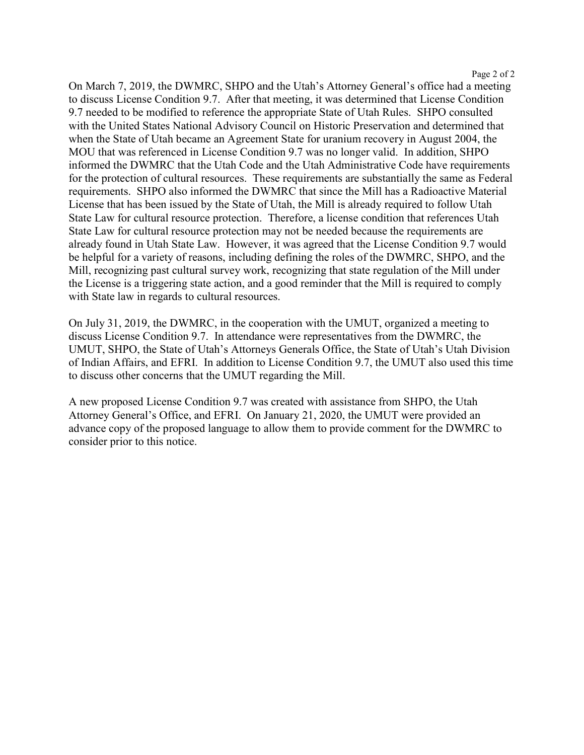On March 7, 2019, the DWMRC, SHPO and the Utah's Attorney General's office had a meeting to discuss License Condition 9.7. After that meeting, it was determined that License Condition 9.7 needed to be modified to reference the appropriate State of Utah Rules. SHPO consulted with the United States National Advisory Council on Historic Preservation and determined that when the State of Utah became an Agreement State for uranium recovery in August 2004, the MOU that was referenced in License Condition 9.7 was no longer valid. In addition, SHPO informed the DWMRC that the Utah Code and the Utah Administrative Code have requirements for the protection of cultural resources. These requirements are substantially the same as Federal requirements. SHPO also informed the DWMRC that since the Mill has a Radioactive Material License that has been issued by the State of Utah, the Mill is already required to follow Utah State Law for cultural resource protection. Therefore, a license condition that references Utah State Law for cultural resource protection may not be needed because the requirements are already found in Utah State Law. However, it was agreed that the License Condition 9.7 would be helpful for a variety of reasons, including defining the roles of the DWMRC, SHPO, and the Mill, recognizing past cultural survey work, recognizing that state regulation of the Mill under the License is a triggering state action, and a good reminder that the Mill is required to comply with State law in regards to cultural resources.

On July 31, 2019, the DWMRC, in the cooperation with the UMUT, organized a meeting to discuss License Condition 9.7. In attendance were representatives from the DWMRC, the UMUT, SHPO, the State of Utah's Attorneys Generals Office, the State of Utah's Utah Division of Indian Affairs, and EFRI. In addition to License Condition 9.7, the UMUT also used this time to discuss other concerns that the UMUT regarding the Mill.

A new proposed License Condition 9.7 was created with assistance from SHPO, the Utah Attorney General's Office, and EFRI. On January 21, 2020, the UMUT were provided an advance copy of the proposed language to allow them to provide comment for the DWMRC to consider prior to this notice.